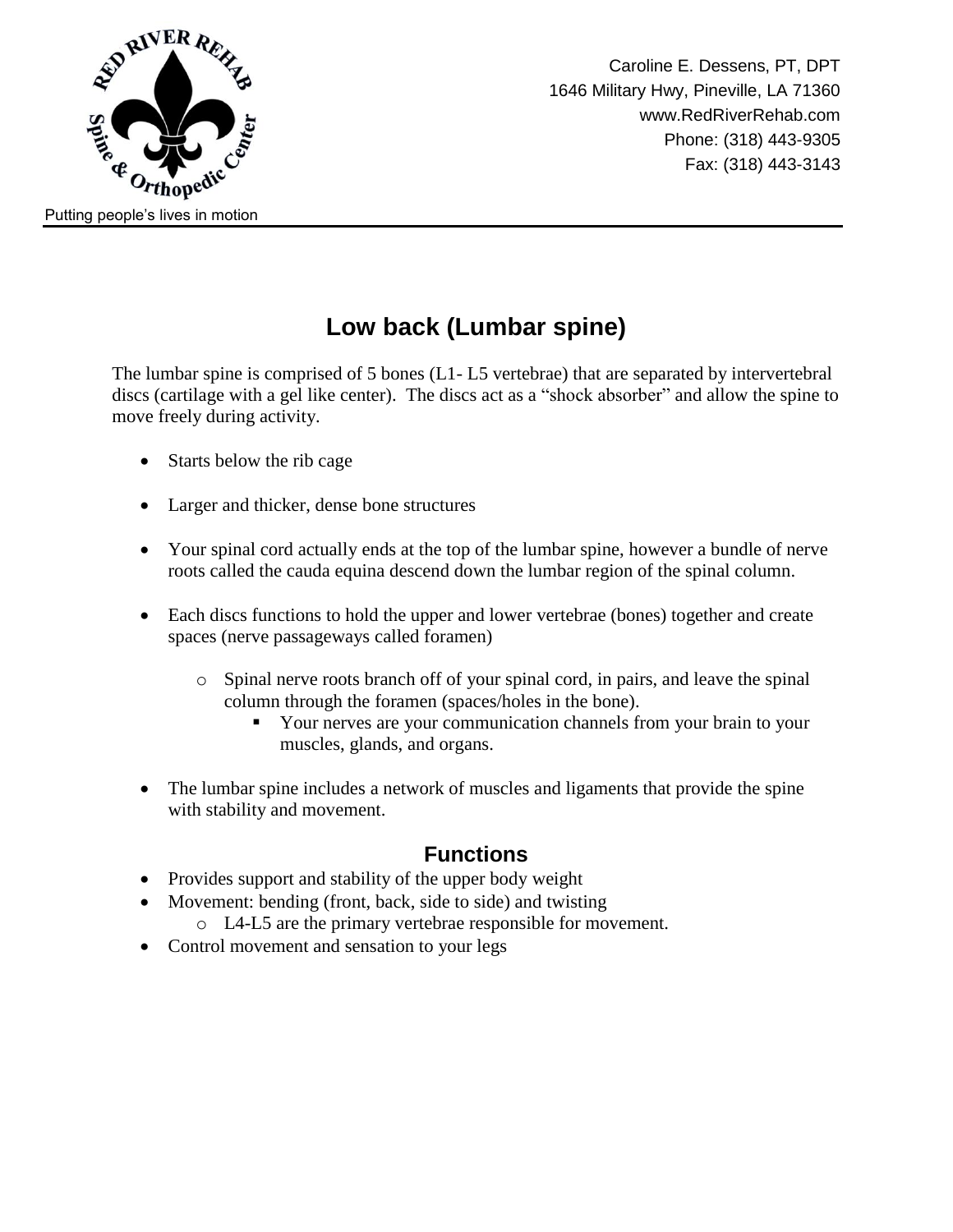Putting people's lives in motion

Caroline E. Dessens, PT, DPT
1646 Military Hwy, Pineville, LA 71360
www.RedRiverRehab.com
Phone: (318) 443-9305
Fax: (318) 443-3143

# Low back (Lumbar spine)

The lumbar spine is comprised of 5 bones (L1- L5 vertebrae) that are separated by intervertebral discs (cartilage with a gel like center). The discs act as a "shock absorber" and allow the spine to move freely during activity.

- Starts below the rib cage
- Larger and thicker, dense bone structures
- Your spinal cord actually ends at the top of the lumbar spine, however a bundle of nerve roots called the cauda equina descend down the lumbar region of the spinal column.
- Each discs functions to hold the upper and lower vertebrae (bones) together and create spaces (nerve passageways called foramen)
    - Spinal nerve roots branch off of your spinal cord, in pairs, and leave the spinal column through the foramen (spaces/holes in the bone).
        - Your nerves are your communication channels from your brain to your muscles, glands, and organs.
- The lumbar spine includes a network of muscles and ligaments that provide the spine with stability and movement.

## Functions

- Provides support and stability of the upper body weight
- Movement: bending (front, back, side to side) and twisting
    - L4-L5 are the primary vertebrae responsible for movement.
- Control movement and sensation to your legs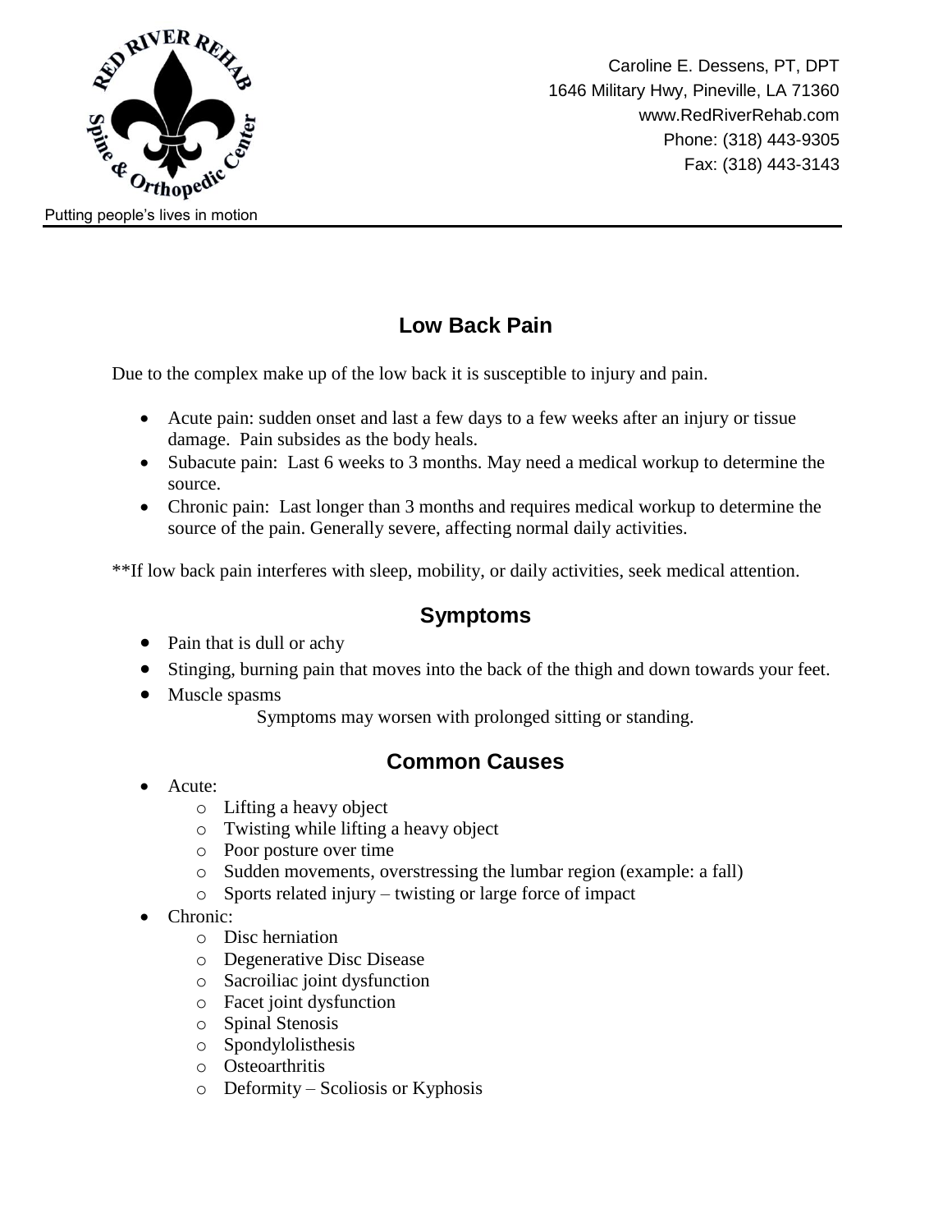Putting people's lives in motion

Caroline E. Dessens, PT, DPT
1646 Military Hwy, Pineville, LA 71360
www.RedRiverRehab.com
Phone: (318) 443-9305
Fax: (318) 443-3143

# Low Back Pain

Due to the complex make up of the low back it is susceptible to injury and pain.

- Acute pain: sudden onset and last a few days to a few weeks after an injury or tissue damage. Pain subsides as the body heals.
- Subacute pain: Last 6 weeks to 3 months. May need a medical workup to determine the source.
- Chronic pain: Last longer than 3 months and requires medical workup to determine the source of the pain. Generally severe, affecting normal daily activities.

**If low back pain interferes with sleep, mobility, or daily activities, seek medical attention.

## Symptoms

- Pain that is dull or achy
- Stinging, burning pain that moves into the back of the thigh and down towards your feet.
- Muscle spasms

Symptoms may worsen with prolonged sitting or standing.

## Common Causes

- Acute:
  - Lifting a heavy object
  - Twisting while lifting a heavy object
  - Poor posture over time
  - Sudden movements, overstressing the lumbar region (example: a fall)
  - Sports related injury – twisting or large force of impact
- Chronic:
  - Disc herniation
  - Degenerative Disc Disease
  - Sacroiliac joint dysfunction
  - Facet joint dysfunction
  - Spinal Stenosis
  - Spondylolisthesis
  - Osteoarthritis
  - Deformity – Scoliosis or Kyphosis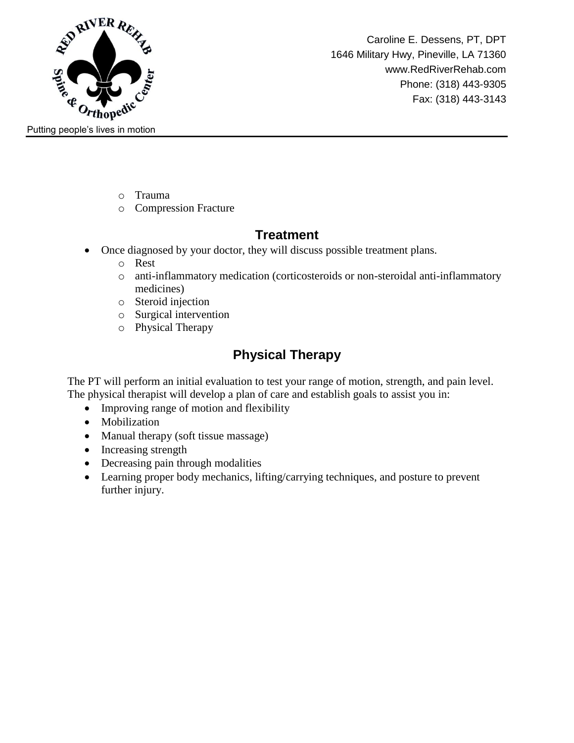- Trauma
  - Compression Fracture

## Treatment

- Once diagnosed by your doctor, they will discuss possible treatment plans.
  - Rest
  - anti-inflammatory medication (corticosteroids or non-steroidal anti-inflammatory medicines)
  - Steroid injection
  - Surgical intervention
  - Physical Therapy

## Physical Therapy

The PT will perform an initial evaluation to test your range of motion, strength, and pain level. The physical therapist will develop a plan of care and establish goals to assist you in:

- Improving range of motion and flexibility
- Mobilization
- Manual therapy (soft tissue massage)
- Increasing strength
- Decreasing pain through modalities
- Learning proper body mechanics, lifting/carrying techniques, and posture to prevent further injury.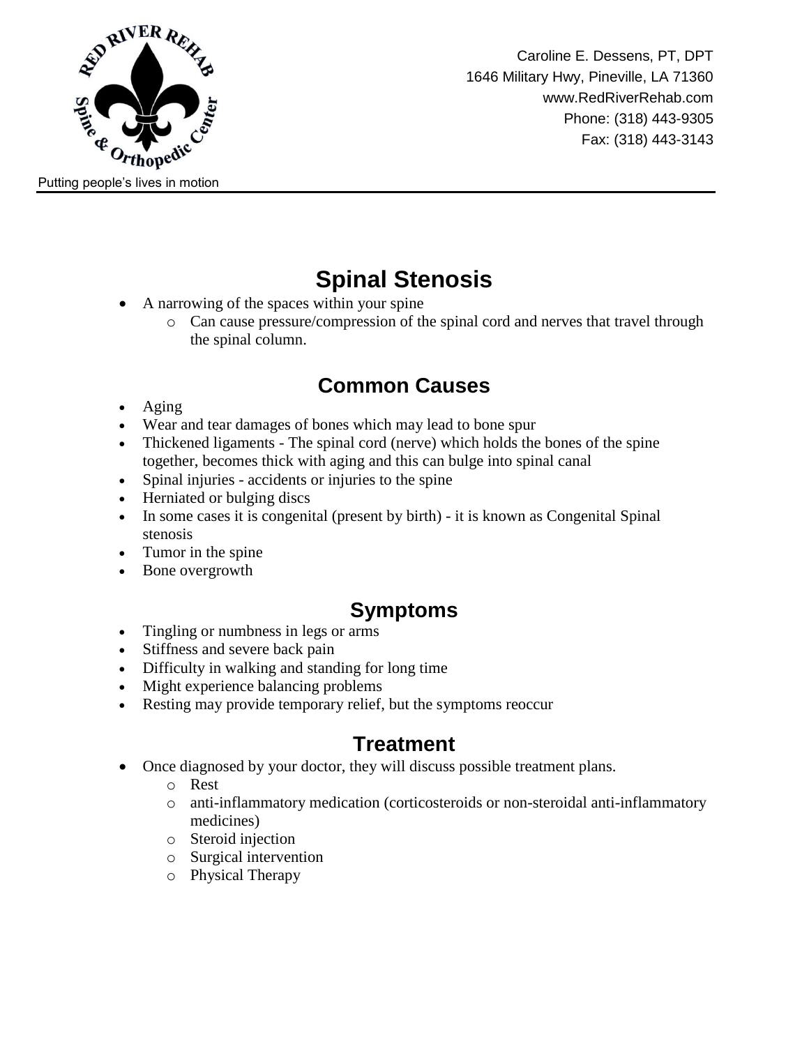Caroline E. Dessens, PT, DPT
1646 Military Hwy, Pineville, LA 71360
www.RedRiverRehab.com
Phone: (318) 443-9305
Fax: (318) 443-3143

Putting people's lives in motion

# Spinal Stenosis

- A narrowing of the spaces within your spine
  - Can cause pressure/compression of the spinal cord and nerves that travel through the spinal column.

## Common Causes

- Aging
- Wear and tear damages of bones which may lead to bone spur
- Thickened ligaments - The spinal cord (nerve) which holds the bones of the spine together, becomes thick with aging and this can bulge into spinal canal
- Spinal injuries - accidents or injuries to the spine
- Herniated or bulging discs
- In some cases it is congenital (present by birth) - it is known as Congenital Spinal stenosis
- Tumor in the spine
- Bone overgrowth

## Symptoms

- Tingling or numbness in legs or arms
- Stiffness and severe back pain
- Difficulty in walking and standing for long time
- Might experience balancing problems
- Resting may provide temporary relief, but the symptoms reoccur

## Treatment

- Once diagnosed by your doctor, they will discuss possible treatment plans.
  - Rest
  - anti-inflammatory medication (corticosteroids or non-steroidal anti-inflammatory medicines)
  - Steroid injection
  - Surgical intervention
  - Physical Therapy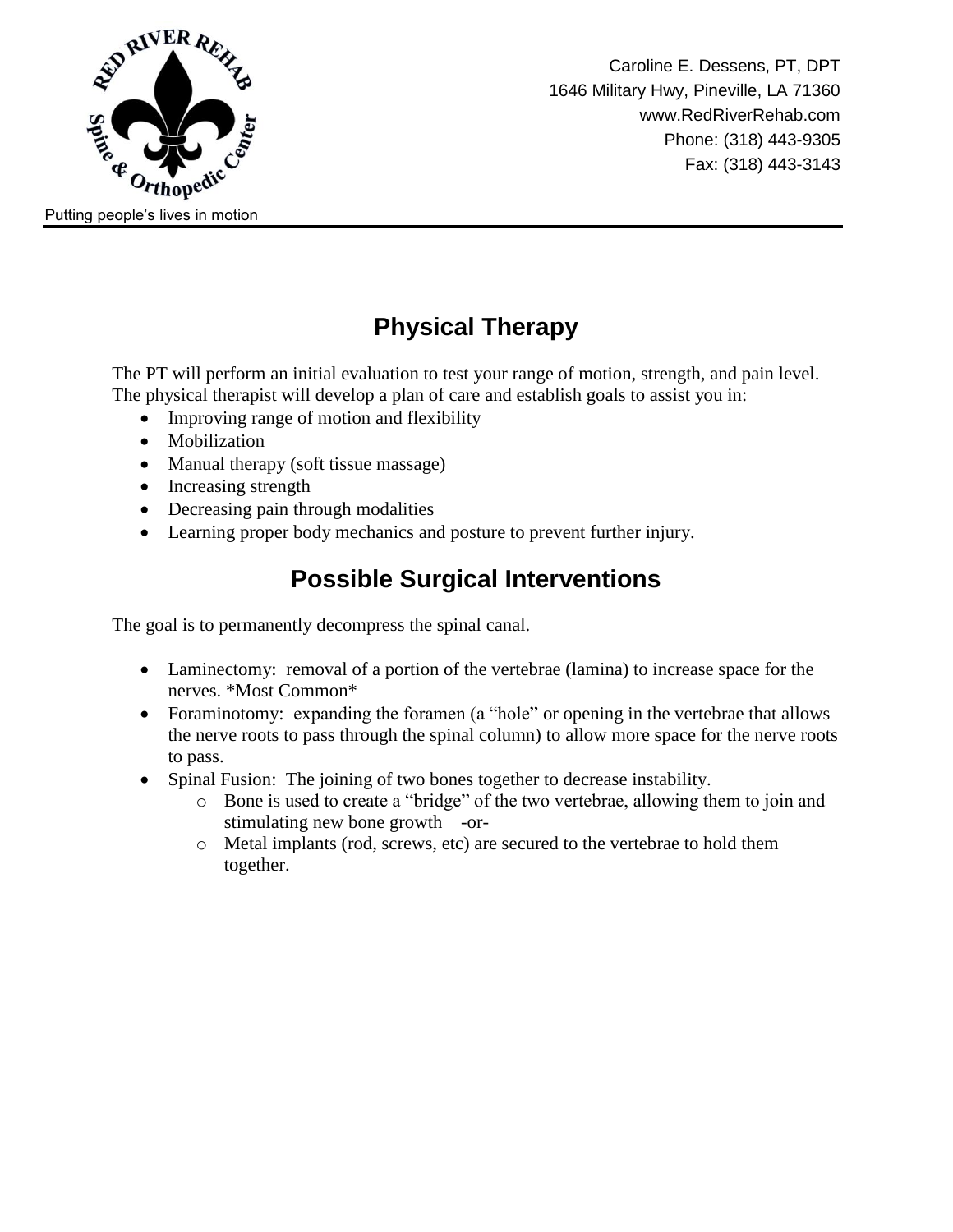Caroline E. Dessens, PT, DPT
1646 Military Hwy, Pineville, LA 71360
www.RedRiverRehab.com
Phone: (318) 443-9305
Fax: (318) 443-3143

Putting people's lives in motion

## Physical Therapy

The PT will perform an initial evaluation to test your range of motion, strength, and pain level. The physical therapist will develop a plan of care and establish goals to assist you in:

- Improving range of motion and flexibility
- Mobilization
- Manual therapy (soft tissue massage)
- Increasing strength
- Decreasing pain through modalities
- Learning proper body mechanics and posture to prevent further injury.

## Possible Surgical Interventions

The goal is to permanently decompress the spinal canal.

- Laminectomy: removal of a portion of the vertebrae (lamina) to increase space for the nerves. *Most Common*
- Foraminotomy: expanding the foramen (a "hole" or opening in the vertebrae that allows the nerve roots to pass through the spinal column) to allow more space for the nerve roots to pass.
- Spinal Fusion: The joining of two bones together to decrease instability.
  - Bone is used to create a "bridge" of the two vertebrae, allowing them to join and stimulating new bone growth -or-
  - Metal implants (rod, screws, etc) are secured to the vertebrae to hold them together.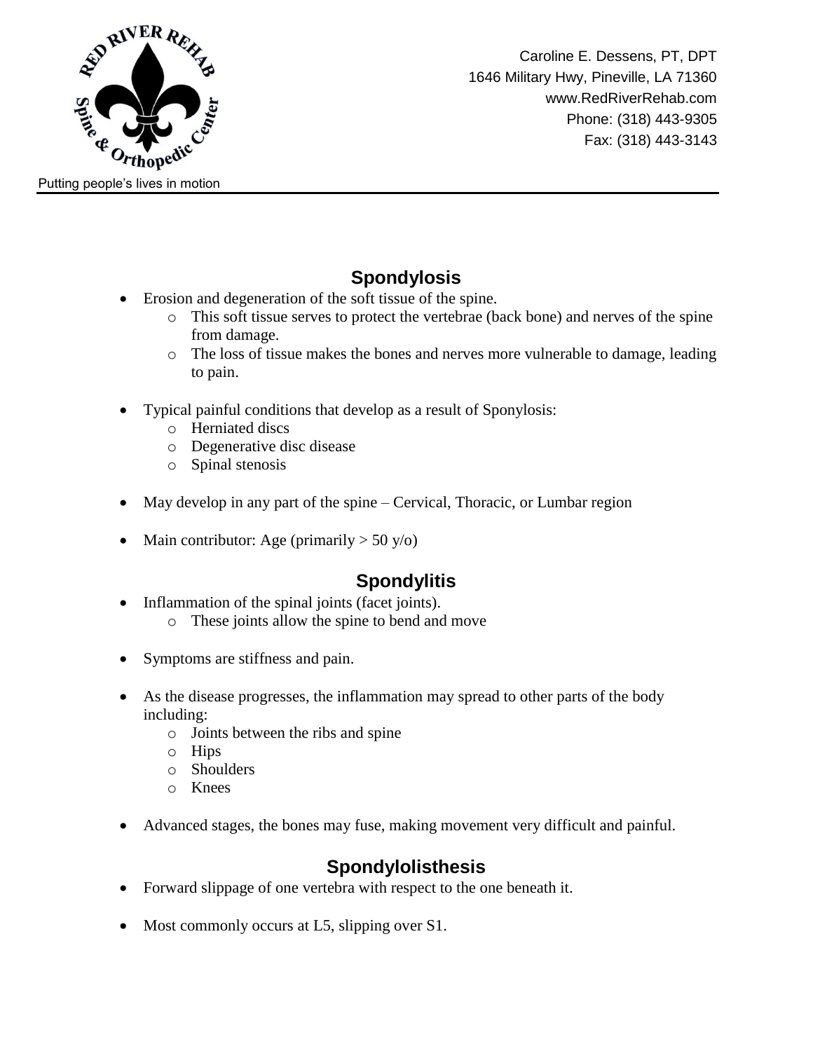Caroline E. Dessens, PT, DPT
1646 Military Hwy, Pineville, LA 71360
www.RedRiverRehab.com
Phone: (318) 443-9305
Fax: (318) 443-3143

Putting people's lives in motion

## Spondylosis

- Erosion and degeneration of the soft tissue of the spine.
  - This soft tissue serves to protect the vertebrae (back bone) and nerves of the spine from damage.
  - The loss of tissue makes the bones and nerves more vulnerable to damage, leading to pain.
- Typical painful conditions that develop as a result of Sponylosis:
  - Herniated discs
  - Degenerative disc disease
  - Spinal stenosis
- May develop in any part of the spine – Cervical, Thoracic, or Lumbar region
- Main contributor: Age (primarily > 50 y/o)

## Spondylitis

- Inflammation of the spinal joints (facet joints).
  - These joints allow the spine to bend and move
- Symptoms are stiffness and pain.
- As the disease progresses, the inflammation may spread to other parts of the body including:
  - Joints between the ribs and spine
  - Hips
  - Shoulders
  - Knees
- Advanced stages, the bones may fuse, making movement very difficult and painful.

## Spondylolisthesis

- Forward slippage of one vertebra with respect to the one beneath it.
- Most commonly occurs at L5, slipping over S1.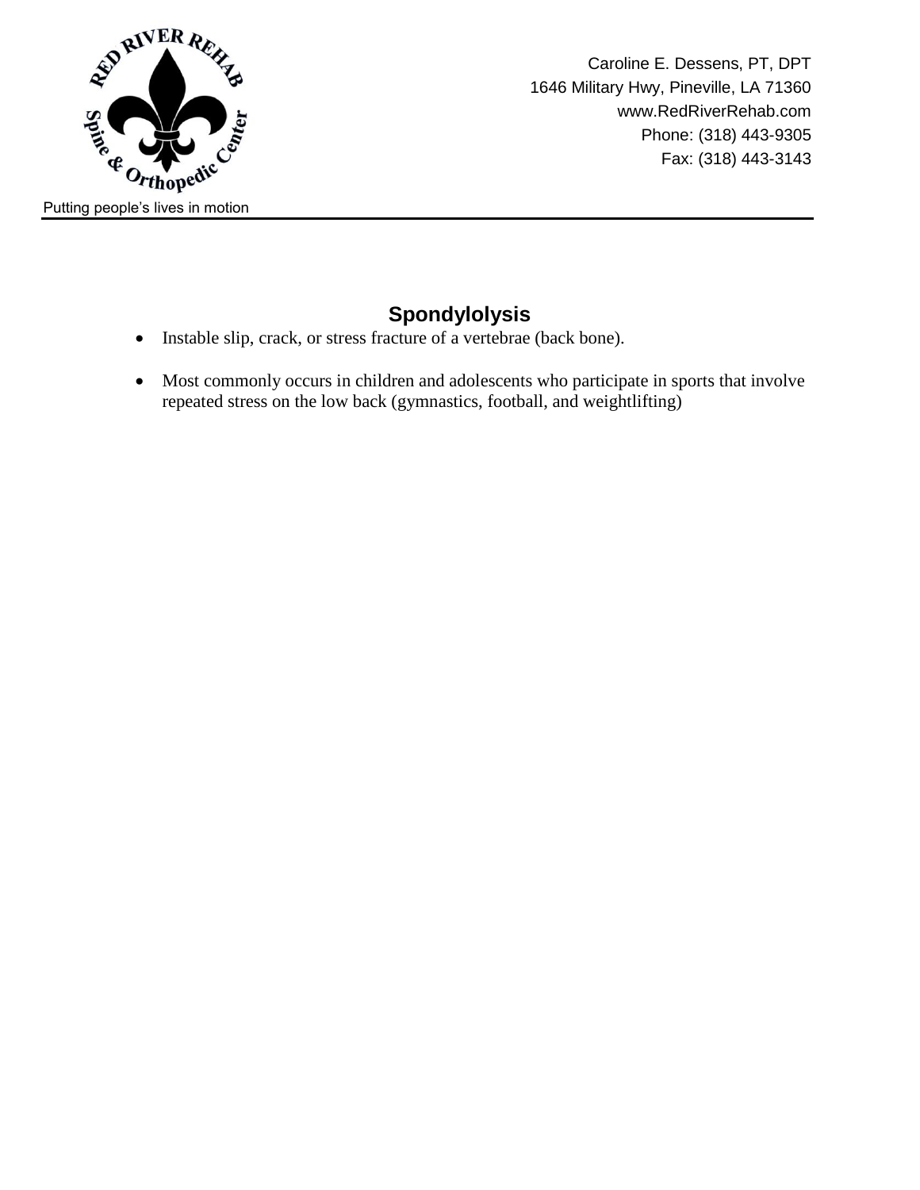Caroline E. Dessens, PT, DPT
1646 Military Hwy, Pineville, LA 71360
www.RedRiverRehab.com
Phone: (318) 443-9305
Fax: (318) 443-3143

Putting people's lives in motion

## Spondylolysis

- Instable slip, crack, or stress fracture of a vertebrae (back bone).
- Most commonly occurs in children and adolescents who participate in sports that involve repeated stress on the low back (gymnastics, football, and weightlifting)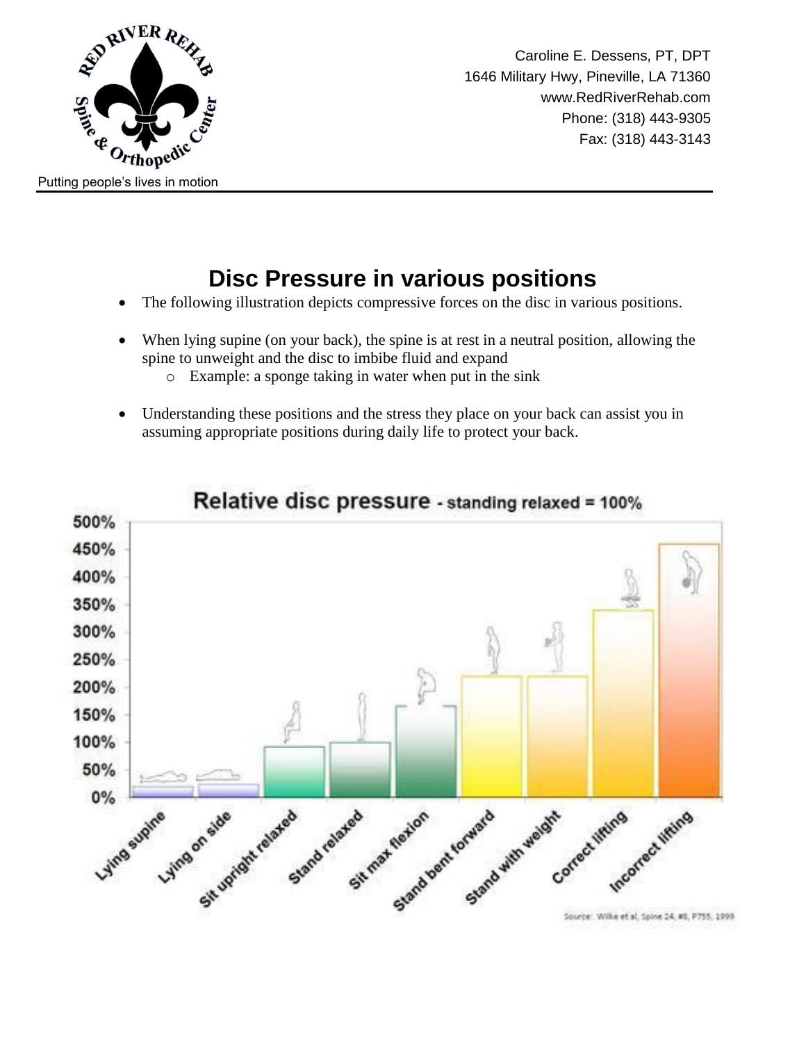Caroline E. Dessens, PT, DPT
1646 Military Hwy, Pineville, LA 71360
www.RedRiverRehab.com
Phone: (318) 443-9305
Fax: (318) 443-3143

Putting people's lives in motion

# Disc Pressure in various positions

- The following illustration depicts compressive forces on the disc in various positions.
- When lying supine (on your back), the spine is at rest in a neutral position, allowing the spine to unweight and the disc to imbibe fluid and expand
  - Example: a sponge taking in water when put in the sink
- Understanding these positions and the stress they place on your back can assist you in assuming appropriate positions during daily life to protect your back.

Relative disc pressure - standing relaxed = 100%

500%
450%
400%
350%
300%
250%
200%
150%
100%
50%
0%

Lying supine
Lying on side
Sit upright relaxed
Stand relaxed
Sit max flexion
Stand bent forward
Stand with weight
Correct lifting
Incorrect lifting

Source: Wilke et al, Spine 24, #8, P755, 1999